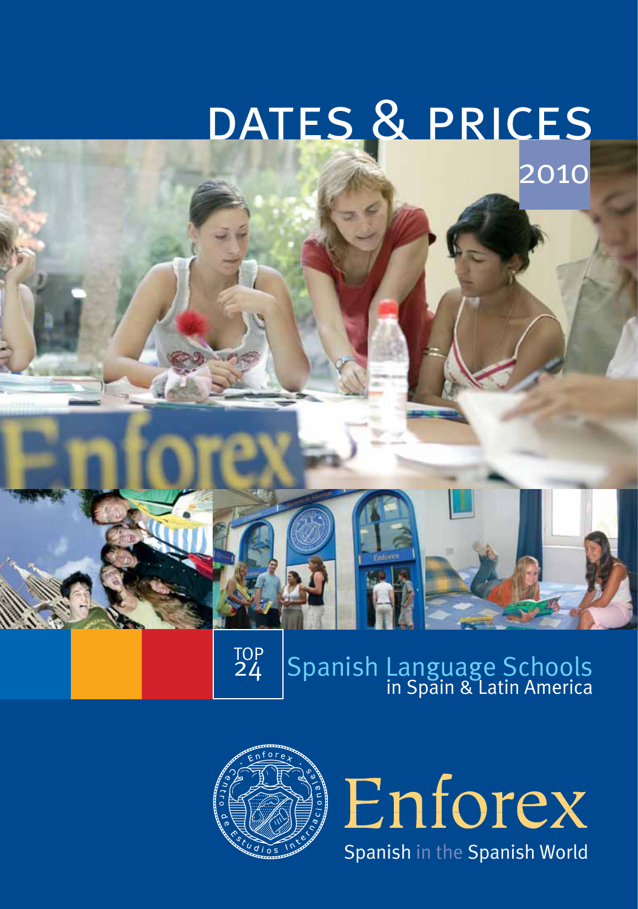# DATES & PRICES

## 2010

TOP 24

## Spanish Language Schools in Spain & Latin America

Enforex · Centro de Estudios Internacionales

# Enforex

Spanish in the Spanish World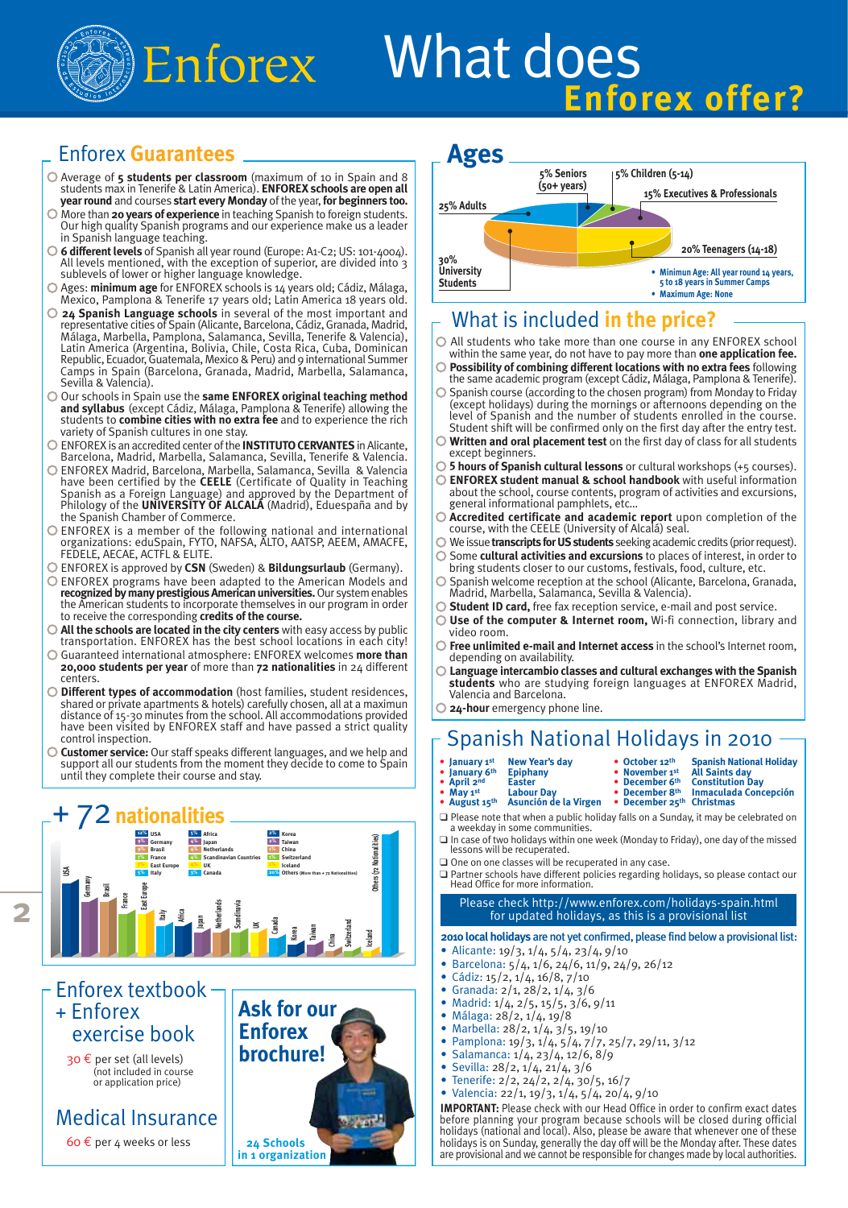# What does Enforex offer?

## Enforex Guarantees

- Average of **5 students per classroom** (maximum of 10 in Spain and 8 students max in Tenerife & Latin America). **ENFOREX schools are open all year round** and courses **start every Monday** of the year, **for beginners too.**
- More than **20 years of experience** in teaching Spanish to foreign students. Our high quality Spanish programs and our experience make us a leader in Spanish language teaching.
- **6 different levels** of Spanish all year round (Europe: A1-C2; US: 101-4004). All levels mentioned, with the exception of superior, are divided into 3 sublevels of lower or higher language knowledge.
- Ages: **minimum age** for ENFOREX schools is 14 years old; Cádiz, Málaga, Mexico, Pamplona & Tenerife 17 years old; Latin America 18 years old.
- **24 Spanish Language schools** in several of the most important and representative cities of Spain (Alicante, Barcelona, Cádiz, Granada, Madrid, Málaga, Marbella, Pamplona, Salamanca, Sevilla, Tenerife & Valencia), Latin America (Argentina, Bolivia, Chile, Costa Rica, Cuba, Dominican Republic, Ecuador, Guatemala, Mexico & Peru) and 9 international Summer Camps in Spain (Barcelona, Granada, Madrid, Marbella, Salamanca, Sevilla & Valencia).
- Our schools in Spain use the **same ENFOREX original teaching method and syllabus** (except Cádiz, Málaga, Pamplona & Tenerife) allowing the students to **combine cities with no extra fee** and to experience the rich variety of Spanish cultures in one stay.
- ENFOREX is an accredited center of the **INSTITUTO CERVANTES** in Alicante, Barcelona, Madrid, Marbella, Salamanca, Sevilla, Tenerife & Valencia.
- ENFOREX Madrid, Barcelona, Marbella, Salamanca, Sevilla & Valencia have been certified by the **CEELE** (Certificate of Quality in Teaching Spanish as a Foreign Language) and approved by the Department of Philology of the **UNIVERSITY OF ALCALÁ** (Madrid), Eduespaña and by the Spanish Chamber of Commerce.
- ENFOREX is a member of the following national and international organizations: eduSpain, FYTO, NAFSA, ALTO, AATSP, AEEM, AMACFE, FEDELE, AECAE, ACTFL & ELITE.
- ENFOREX is approved by **CSN** (Sweden) & **Bildungsurlaub** (Germany).
- ENFOREX programs have been adapted to the American Models and **recognized by many prestigious American universities.** Our system enables the American students to incorporate themselves in our program in order to receive the corresponding **credits of the course.**
- **All the schools are located in the city centers** with easy access by public transportation. ENFOREX has the best school locations in each city!
- Guaranteed international atmosphere: ENFOREX welcomes **more than 20,000 students per year** of more than **72 nationalities** in 24 different centers.
- **Different types of accommodation** (host families, student residences, shared or private apartments & hotels) carefully chosen, all at a maximum distance of 15-30 minutes from the school. All accommodations provided have been visited by ENFOREX staff and have passed a strict quality control inspection.
- **Customer service:** Our staff speaks different languages, and we help and support all our students from the moment they decide to come to Spain until they complete their course and stay.

## + 72 nationalities

| % | Nationality | % | Nationality | % | Nationality |
|---|---|---|---|---|---|
| 12% | USA | 5% | Africa | 4% | Korea |
| 9% | Germany | 4% | Japan | 2% | Taiwan |
| 9% | Brasil | 4% | Netherlands | 1% | China |
| 7% | France | 4% | Scandinavian Countries | 1% | Switzerland |
| 7% | East Europe | 4% | UK | 1% | Iceland |
| 5% | Italy | 5% | Canada | 20% | Others (More than + 72 Nationalities) |

## Enforex textbook + Enforex exercise book

30 € per set (all levels)
(not included in course or application price)

## Medical Insurance

60 € per 4 weeks or less

## Ask for our Enforex brochure!

24 Schools in 1 organization

## Ages

- 5% Seniors (50+ years)
- 5% Children (5-14)
- 15% Executives & Professionals
- 20% Teenagers (14-18)
- 30% University Students
- 25% Adults

- Minimum Age: All year round 14 years, 5 to 18 years in Summer Camps
- Maximum Age: None

## What is included in the price?

- All students who take more than one course in any ENFOREX school within the same year, do not have to pay more than **one application fee.**
- **Possibility of combining different locations with no extra fees** following the same academic program (except Cádiz, Málaga, Pamplona & Tenerife).
- Spanish course (according to the chosen program) from Monday to Friday (except holidays) during the mornings or afternoons depending on the level of Spanish and the number of students enrolled in the course. Student shift will be confirmed only on the first day after the entry test.
- **Written and oral placement test** on the first day of class for all students except beginners.
- **5 hours of Spanish cultural lessons** or cultural workshops (+5 courses).
- **ENFOREX student manual & school handbook** with useful information about the school, course contents, program of activities and excursions, general informational pamphlets, etc...
- **Accredited certificate and academic report** upon completion of the course, with the CEELE (University of Alcalá) seal.
- We issue **transcripts for US students** seeking academic credits (prior request).
- Some **cultural activities and excursions** to places of interest, in order to bring students closer to our customs, festivals, food, culture, etc.
- Spanish welcome reception at the school (Alicante, Barcelona, Granada, Madrid, Marbella, Salamanca, Sevilla & Valencia).
- **Student ID card,** free fax reception service, e-mail and post service.
- **Use of the computer & Internet room,** Wi-fi connection, library and video room.
- **Free unlimited e-mail and Internet access** in the school's Internet room, depending on availability.
- **Language intercambio classes and cultural exchanges with the Spanish students** who are studying foreign languages at ENFOREX Madrid, Valencia and Barcelona.
- **24-hour** emergency phone line.

## Spanish National Holidays in 2010

| Date | Holiday | Date | Holiday |
|---|---|---|---|
| January 1st | New Year's day | October 12th | Spanish National Holiday |
| January 6th | Epiphany | November 1st | All Saints day |
| April 2nd | Easter | December 6th | Constitution Day |
| May 1st | Labour Day | December 8th | Inmaculada Concepción |
| August 15th | Asunción de la Virgen | December 25th | Christmas |

- Please note that when a public holiday falls on a Sunday, it may be celebrated on a weekday in some communities.
- In case of two holidays within one week (Monday to Friday), one day of the missed lessons will be recuperated.
- One on one classes will be recuperated in any case.
- Partner schools have different policies regarding holidays, so please contact our Head Office for more information.

Please check http://www.enforex.com/holidays-spain.html for updated holidays, as this is a provisional list

**2010 local holidays** are not yet confirmed, please find below a provisional list:

- Alicante: 19/3, 1/4, 5/4, 23/4, 9/10
- Barcelona: 5/4, 1/6, 24/6, 11/9, 24/9, 26/12
- Cádiz: 15/2, 1/4, 16/8, 7/10
- Granada: 2/1, 28/2, 1/4, 3/6
- Madrid: 1/4, 2/5, 15/5, 3/6, 9/11
- Málaga: 28/2, 1/4, 19/8
- Marbella: 28/2, 1/4, 3/5, 19/10
- Pamplona: 19/3, 1/4, 5/4, 7/7, 25/7, 29/11, 3/12
- Salamanca: 1/4, 23/4, 12/6, 8/9
- Sevilla: 28/2, 1/4, 21/4, 3/6
- Tenerife: 2/2, 24/2, 2/4, 30/5, 16/7
- Valencia: 22/1, 19/3, 1/4, 5/4, 20/4, 9/10

**IMPORTANT:** Please check with our Head Office in order to confirm exact dates before planning your program because schools will be closed during official holidays (national and local). Also, please be aware that whenever one of these holidays is on Sunday, generally the day off will be the Monday after. These dates are provisional and we cannot be responsible for changes made by local authorities.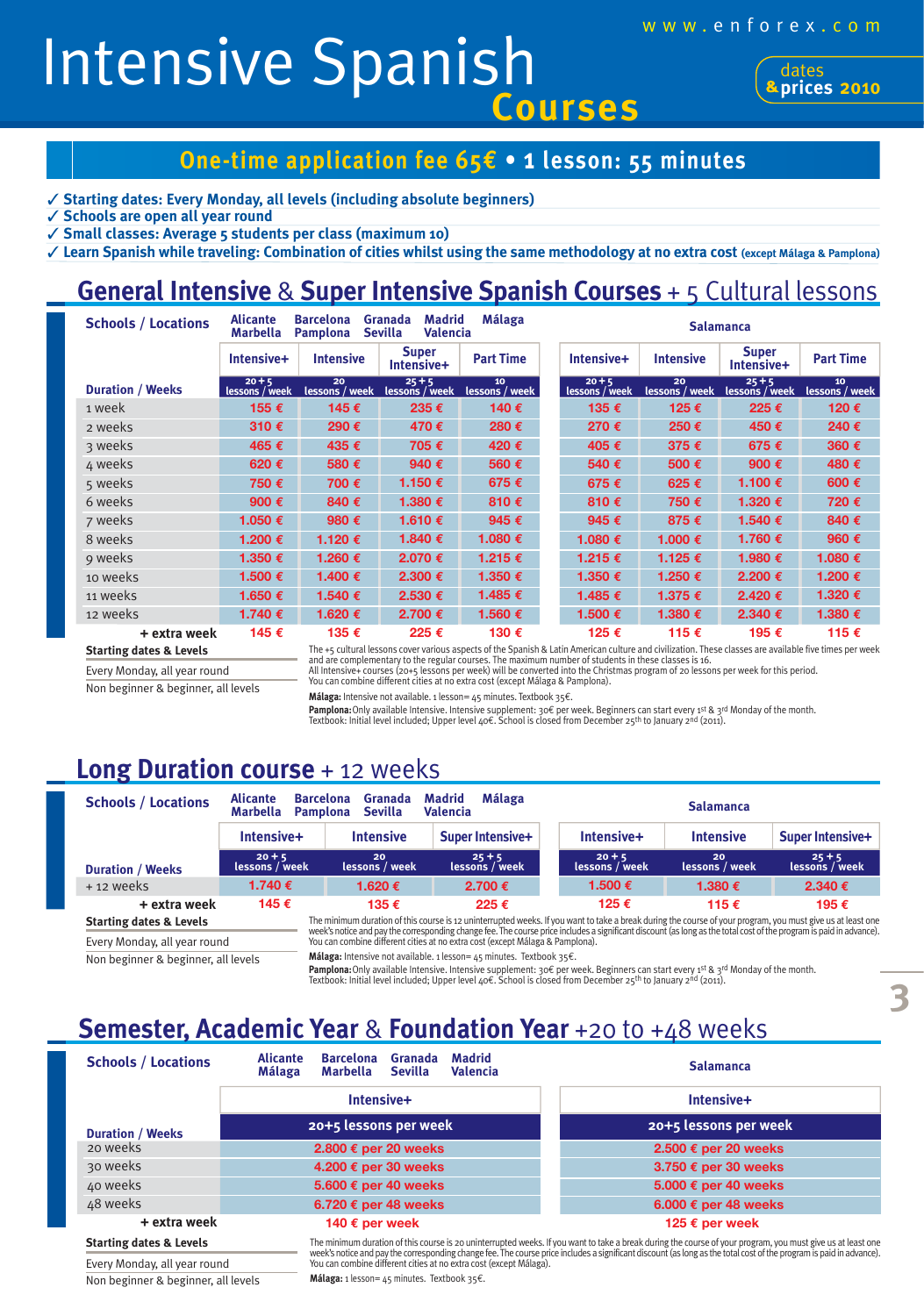www.enforex.com

# Intensive Spanish Courses

dates & prices 2010

## One-time application fee 65€ • 1 lesson: 55 minutes

- ✓ Starting dates: Every Monday, all levels (including absolute beginners)
- ✓ Schools are open all year round
- ✓ Small classes: Average 5 students per class (maximum 10)
- ✓ Learn Spanish while traveling: Combination of cities whilst using the same methodology at no extra cost (except Málaga & Pamplona)

## General Intensive & Super Intensive Spanish Courses + 5 Cultural lessons

| Schools / Locations | Alicante Marbella, Barcelona Pamplona, Granada Sevilla, Madrid Valencia, Málaga | | | | Salamanca | | | |
|---|---|---|---|---|---|---|---|---|
| | Intensive+ | Intensive | Super Intensive+ | Part Time | Intensive+ | Intensive | Super Intensive+ | Part Time |
| Duration / Weeks | 20 + 5 lessons / week | 20 lessons / week | 25 + 5 lessons / week | 10 lessons / week | 20 + 5 lessons / week | 20 lessons / week | 25 + 5 lessons / week | 10 lessons / week |
| 1 week | 155 € | 145 € | 235 € | 140 € | 135 € | 125 € | 225 € | 120 € |
| 2 weeks | 310 € | 290 € | 470 € | 280 € | 270 € | 250 € | 450 € | 240 € |
| 3 weeks | 465 € | 435 € | 705 € | 420 € | 405 € | 375 € | 675 € | 360 € |
| 4 weeks | 620 € | 580 € | 940 € | 560 € | 540 € | 500 € | 900 € | 480 € |
| 5 weeks | 750 € | 700 € | 1.150 € | 675 € | 675 € | 625 € | 1.100 € | 600 € |
| 6 weeks | 900 € | 840 € | 1.380 € | 810 € | 810 € | 750 € | 1.320 € | 720 € |
| 7 weeks | 1.050 € | 980 € | 1.610 € | 945 € | 945 € | 875 € | 1.540 € | 840 € |
| 8 weeks | 1.200 € | 1.120 € | 1.840 € | 1.080 € | 1.080 € | 1.000 € | 1.760 € | 960 € |
| 9 weeks | 1.350 € | 1.260 € | 2.070 € | 1.215 € | 1.215 € | 1.125 € | 1.980 € | 1.080 € |
| 10 weeks | 1.500 € | 1.400 € | 2.300 € | 1.350 € | 1.350 € | 1.250 € | 2.200 € | 1.200 € |
| 11 weeks | 1.650 € | 1.540 € | 2.530 € | 1.485 € | 1.485 € | 1.375 € | 2.420 € | 1.320 € |
| 12 weeks | 1.740 € | 1.620 € | 2.700 € | 1.560 € | 1.500 € | 1.380 € | 2.340 € | 1.380 € |
| + extra week | 145 € | 135 € | 225 € | 130 € | 125 € | 115 € | 195 € | 115 € |

**Starting dates & Levels**

Every Monday, all year round

Non beginner & beginner, all levels

The +5 cultural lessons cover various aspects of the Spanish & Latin American culture and civilization. These classes are available five times per week and are complementary to the regular courses. The maximum number of students in these classes is 16.
All Intensive+ courses (20+5 lessons per week) will be converted into the Christmas program of 20 lessons per week for this period.
You can combine different cities at no extra cost (except Málaga & Pamplona).

**Málaga:** Intensive not available. 1 lesson= 45 minutes. Textbook 35€.

**Pamplona:** Only available Intensive. Intensive supplement: 30€ per week. Beginners can start every 1st & 3rd Monday of the month.
Textbook: Initial level included; Upper level 40€. School is closed from December 25th to January 2nd (2011).

## Long Duration course + 12 weeks

| Schools / Locations | Alicante Marbella, Barcelona Pamplona, Granada Sevilla, Madrid Valencia, Málaga | | | Salamanca | | |
|---|---|---|---|---|---|---|
| | Intensive+ | Intensive | Super Intensive+ | Intensive+ | Intensive | Super Intensive+ |
| Duration / Weeks | 20 + 5 lessons / week | 20 lessons / week | 25 + 5 lessons / week | 20 + 5 lessons / week | 20 lessons / week | 25 + 5 lessons / week |
| + 12 weeks | 1.740 € | 1.620 € | 2.700 € | 1.500 € | 1.380 € | 2.340 € |
| + extra week | 145 € | 135 € | 225 € | 125 € | 115 € | 195 € |

**Starting dates & Levels**

Every Monday, all year round

Non beginner & beginner, all levels

The minimum duration of this course is 12 uninterrupted weeks. If you want to take a break during the course of your program, you must give us at least one week's notice and pay the corresponding change fee. The course price includes a significant discount (as long as the total cost of the program is paid in advance).
You can combine different cities at no extra cost (except Málaga & Pamplona).

**Málaga:** Intensive not available. 1 lesson= 45 minutes. Textbook 35€.

**Pamplona:** Only available Intensive. Intensive supplement: 30€ per week. Beginners can start every 1st & 3rd Monday of the month.
Textbook: Initial level included; Upper level 40€. School is closed from December 25th to January 2nd (2011).

## Semester, Academic Year & Foundation Year +20 to +48 weeks

| Schools / Locations | Alicante Málaga, Barcelona Marbella, Granada Sevilla, Madrid Valencia | Salamanca |
|---|---|---|
| | Intensive+ | Intensive+ |
| Duration / Weeks | 20+5 lessons per week | 20+5 lessons per week |
| 20 weeks | 2.800 € per 20 weeks | 2.500 € per 20 weeks |
| 30 weeks | 4.200 € per 30 weeks | 3.750 € per 30 weeks |
| 40 weeks | 5.600 € per 40 weeks | 5.000 € per 40 weeks |
| 48 weeks | 6.720 € per 48 weeks | 6.000 € per 48 weeks |
| + extra week | 140 € per week | 125 € per week |

**Starting dates & Levels**

Every Monday, all year round

Non beginner & beginner, all levels

The minimum duration of this course is 20 uninterrupted weeks. If you want to take a break during the course of your program, you must give us at least one week's notice and pay the corresponding change fee. The course price includes a significant discount (as long as the total cost of the program is paid in advance).
You can combine different cities at no extra cost (except Málaga).

**Málaga:** 1 lesson= 45 minutes. Textbook 35€.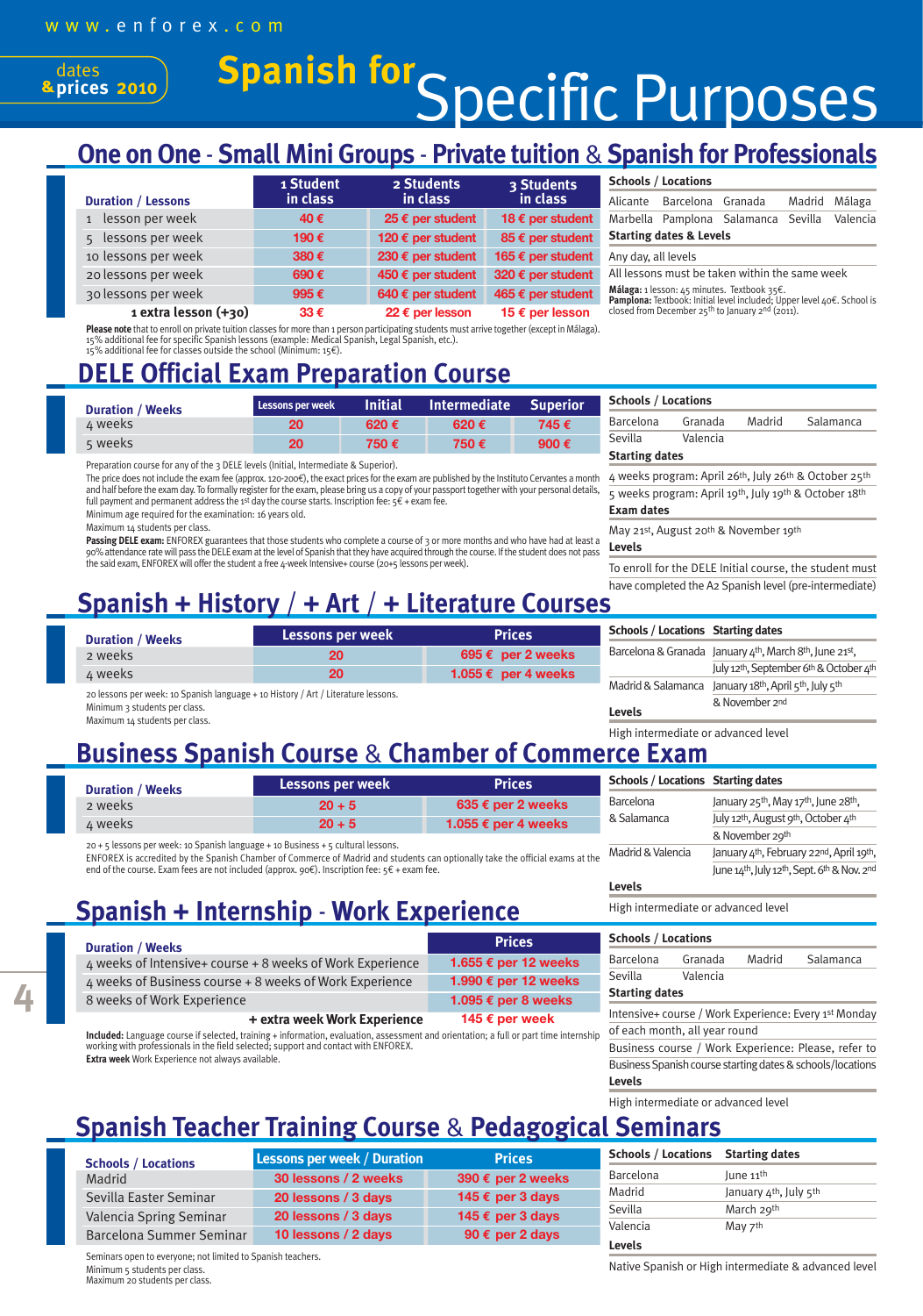www.enforex.com

dates & prices 2010

# Spanish for Specific Purposes

## One on One - Small Mini Groups - Private tuition & Spanish for Professionals

| Duration / Lessons | 1 Student in class | 2 Students in class | 3 Students in class |
|---|---|---|---|
| 1 lesson per week | 40 € | 25 € per student | 18 € per student |
| 5 lessons per week | 190 € | 120 € per student | 85 € per student |
| 10 lessons per week | 380 € | 230 € per student | 165 € per student |
| 20 lessons per week | 690 € | 450 € per student | 320 € per student |
| 30 lessons per week | 995 € | 640 € per student | 465 € per student |
| 1 extra lesson (+30) | 33 € | 22 € per lesson | 15 € per lesson |

**Please note** that to enroll on private tuition classes for more than 1 person participating students must arrive together (except in Málaga).
15% additional fee for specific Spanish lessons (example: Medical Spanish, Legal Spanish, etc.).
15% additional fee for classes outside the school (Minimum: 15€).

**Schools / Locations**
Alicante, Barcelona, Granada, Madrid, Málaga, Marbella, Pamplona, Salamanca, Sevilla, Valencia

**Starting dates & Levels**
Any day, all levels
All lessons must be taken within the same week

**Málaga:** 1 lesson: 45 minutes. Textbook 35€.
**Pamplona:** Textbook: Initial level included; Upper level 40€. School is closed from December 25th to January 2nd (2011).

## DELE Official Exam Preparation Course

| Duration / Weeks | Lessons per week | Initial | Intermediate | Superior |
|---|---|---|---|---|
| 4 weeks | 20 | 620 € | 620 € | 745 € |
| 5 weeks | 20 | 750 € | 750 € | 900 € |

Preparation course for any of the 3 DELE levels (Initial, Intermediate & Superior).
The price does not include the exam fee (approx. 120-200€), the exact prices for the exam are published by the Instituto Cervantes a month and half before the exam day. To formally register for the exam, please bring us a copy of your passport together with your personal details, full payment and permanent address the 1st day the course starts. Inscription fee: 5€ + exam fee.
Minimum age required for the examination: 16 years old.
Maximum 14 students per class.
**Passing DELE exam:** ENFOREX guarantees that those students who complete a course of 3 or more months and who have had at least a 90% attendance rate will pass the DELE exam at the level of Spanish that they have acquired through the course. If the student does not pass the said exam, ENFOREX will offer the student a free 4-week Intensive+ course (20+5 lessons per week).

**Schools / Locations**
Barcelona, Granada, Madrid, Salamanca, Sevilla, Valencia

**Starting dates**
4 weeks program: April 26th, July 26th & October 25th
5 weeks program: April 19th, July 19th & October 18th

**Exam dates**
May 21st, August 20th & November 19th

**Levels**
To enroll for the DELE Initial course, the student must have completed the A2 Spanish level (pre-intermediate)

## Spanish + History / + Art / + Literature Courses

| Duration / Weeks | Lessons per week | Prices |
|---|---|---|
| 2 weeks | 20 | 695 € per 2 weeks |
| 4 weeks | 20 | 1.055 € per 4 weeks |

20 lessons per week: 10 Spanish language + 10 History / Art / Literature lessons.
Minimum 3 students per class.
Maximum 14 students per class.

| Schools / Locations | Starting dates |
|---|---|
| Barcelona & Granada | January 4th, March 8th, June 21st, July 12th, September 6th & October 4th |
| Madrid & Salamanca | January 18th, April 5th, July 5th & November 2nd |

**Levels**
High intermediate or advanced level

## Business Spanish Course & Chamber of Commerce Exam

| Duration / Weeks | Lessons per week | Prices |
|---|---|---|
| 2 weeks | 20 + 5 | 635 € per 2 weeks |
| 4 weeks | 20 + 5 | 1.055 € per 4 weeks |

20 + 5 lessons per week: 10 Spanish language + 10 Business + 5 cultural lessons.
ENFOREX is accredited by the Spanish Chamber of Commerce of Madrid and students can optionally take the official exams at the end of the course. Exam fees are not included (approx. 90€). Inscription fee: 5€ + exam fee.

| Schools / Locations | Starting dates |
|---|---|
| Barcelona & Salamanca | January 25th, May 17th, June 28th, July 12th, August 9th, October 4th & November 29th |
| Madrid & Valencia | January 4th, February 22nd, April 19th, June 14th, July 12th, Sept. 6th & Nov. 2nd |

**Levels**
High intermediate or advanced level

## Spanish + Internship - Work Experience

| Duration / Weeks | Prices |
|---|---|
| 4 weeks of Intensive+ course + 8 weeks of Work Experience | 1.655 € per 12 weeks |
| 4 weeks of Business course + 8 weeks of Work Experience | 1.990 € per 12 weeks |
| 8 weeks of Work Experience | 1.095 € per 8 weeks |
| + extra week Work Experience | 145 € per week |

**Included:** Language course if selected, training + information, evaluation, assessment and orientation; a full or part time internship working with professionals in the field selected; support and contact with ENFOREX.
**Extra week** Work Experience not always available.

**Schools / Locations**
Barcelona, Granada, Madrid, Salamanca, Sevilla, Valencia

**Starting dates**
Intensive+ course / Work Experience: Every 1st Monday of each month, all year round
Business course / Work Experience: Please, refer to Business Spanish course starting dates & schools/locations

**Levels**
High intermediate or advanced level

## Spanish Teacher Training Course & Pedagogical Seminars

| Schools / Locations | Lessons per week / Duration | Prices |
|---|---|---|
| Madrid | 30 lessons / 2 weeks | 390 € per 2 weeks |
| Sevilla Easter Seminar | 20 lessons / 3 days | 145 € per 3 days |
| Valencia Spring Seminar | 20 lessons / 3 days | 145 € per 3 days |
| Barcelona Summer Seminar | 10 lessons / 2 days | 90 € per 2 days |

Seminars open to everyone; not limited to Spanish teachers.
Minimum 5 students per class.
Maximum 20 students per class.

| Schools / Locations | Starting dates |
|---|---|
| Barcelona | June 11th |
| Madrid | January 4th, July 5th |
| Sevilla | March 29th |
| Valencia | May 7th |

**Levels**
Native Spanish or High intermediate & advanced level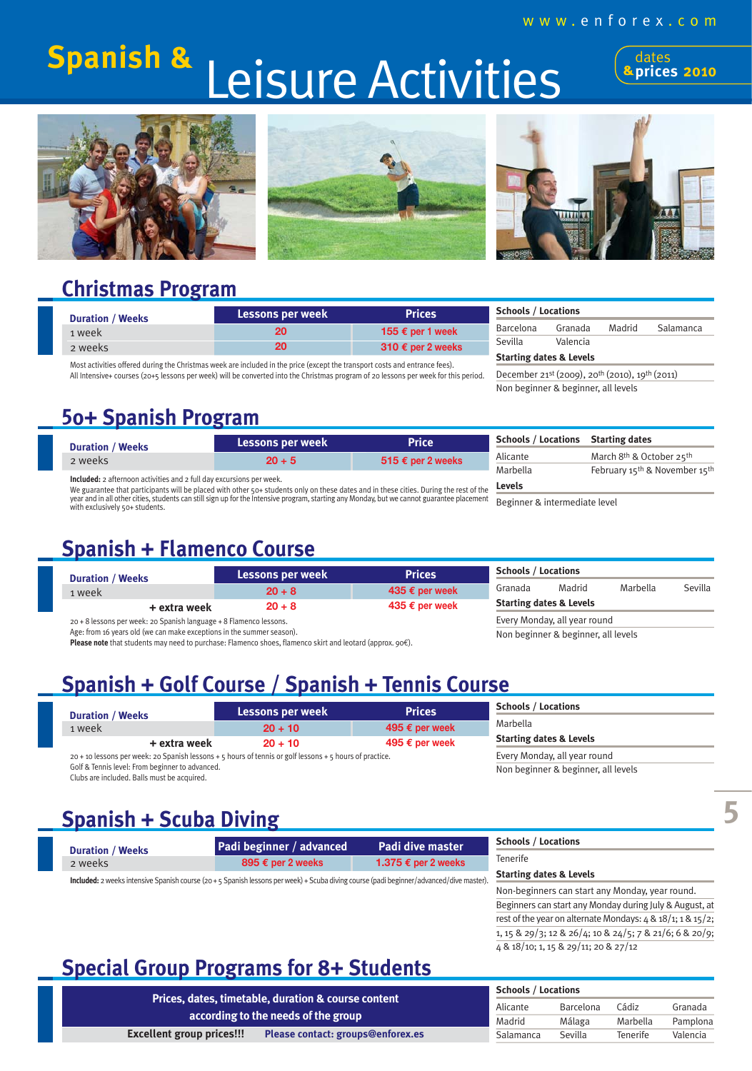# Spanish & Leisure Activities

dates & prices 2010

www.enforex.com

## Christmas Program

| Duration / Weeks | Lessons per week | Prices |
|---|---|---|
| 1 week | 20 | 155 € per 1 week |
| 2 weeks | 20 | 310 € per 2 weeks |

Most activities offered during the Christmas week are included in the price (except the transport costs and entrance fees).
All Intensive+ courses (20+5 lessons per week) will be converted into the Christmas program of 20 lessons per week for this period.

**Schools / Locations**

Barcelona, Granada, Madrid, Salamanca, Sevilla, Valencia

**Starting dates & Levels**

December 21st (2009), 20th (2010), 19th (2011)

Non beginner & beginner, all levels

## 50+ Spanish Program

| Duration / Weeks | Lessons per week | Price |
|---|---|---|
| 2 weeks | 20 + 5 | 515 € per 2 weeks |

**Included:** 2 afternoon activities and 2 full day excursions per week.
We guarantee that participants will be placed with other 50+ students only on these dates and in these cities. During the rest of the year and in all other cities, students can still sign up for the Intensive program, starting any Monday, but we cannot guarantee placement with exclusively 50+ students.

| Schools / Locations | Starting dates |
|---|---|
| Alicante | March 8th & October 25th |
| Marbella | February 15th & November 15th |

**Levels**

Beginner & intermediate level

## Spanish + Flamenco Course

| Duration / Weeks | Lessons per week | Prices |
|---|---|---|
| 1 week | 20 + 8 | 435 € per week |
| + extra week | 20 + 8 | 435 € per week |

20 + 8 lessons per week: 20 Spanish language + 8 Flamenco lessons.
Age: from 16 years old (we can make exceptions in the summer season).
**Please note** that students may need to purchase: Flamenco shoes, flamenco skirt and leotard (approx. 90€).

**Schools / Locations**

Granada, Madrid, Marbella, Sevilla

**Starting dates & Levels**

Every Monday, all year round

Non beginner & beginner, all levels

## Spanish + Golf Course / Spanish + Tennis Course

| Duration / Weeks | Lessons per week | Prices |
|---|---|---|
| 1 week | 20 + 10 | 495 € per week |
| + extra week | 20 + 10 | 495 € per week |

20 + 10 lessons per week: 20 Spanish lessons + 5 hours of tennis or golf lessons + 5 hours of practice.
Golf & Tennis level: From beginner to advanced.
Clubs are included. Balls must be acquired.

**Schools / Locations**

Marbella

**Starting dates & Levels**

Every Monday, all year round

Non beginner & beginner, all levels

## Spanish + Scuba Diving

| Duration / Weeks | Padi beginner / advanced | Padi dive master |
|---|---|---|
| 2 weeks | 895 € per 2 weeks | 1.375 € per 2 weeks |

**Included:** 2 weeks intensive Spanish course (20 + 5 Spanish lessons per week) + Scuba diving course (padi beginner/advanced/dive master).

**Schools / Locations**

Tenerife

**Starting dates & Levels**

Non-beginners can start any Monday, year round.
Beginners can start any Monday during July & August, at rest of the year on alternate Mondays: 4 & 18/1; 1 & 15/2; 1, 15 & 29/3; 12 & 26/4; 10 & 24/5; 7 & 21/6; 6 & 20/9; 4 & 18/10; 1, 15 & 29/11; 20 & 27/12

## Special Group Programs for 8+ Students

Prices, dates, timetable, duration & course content according to the needs of the group

Excellent group prices!!! Please contact: groups@enforex.es

**Schools / Locations**

Alicante, Barcelona, Cádiz, Granada, Madrid, Málaga, Marbella, Pamplona, Salamanca, Sevilla, Tenerife, Valencia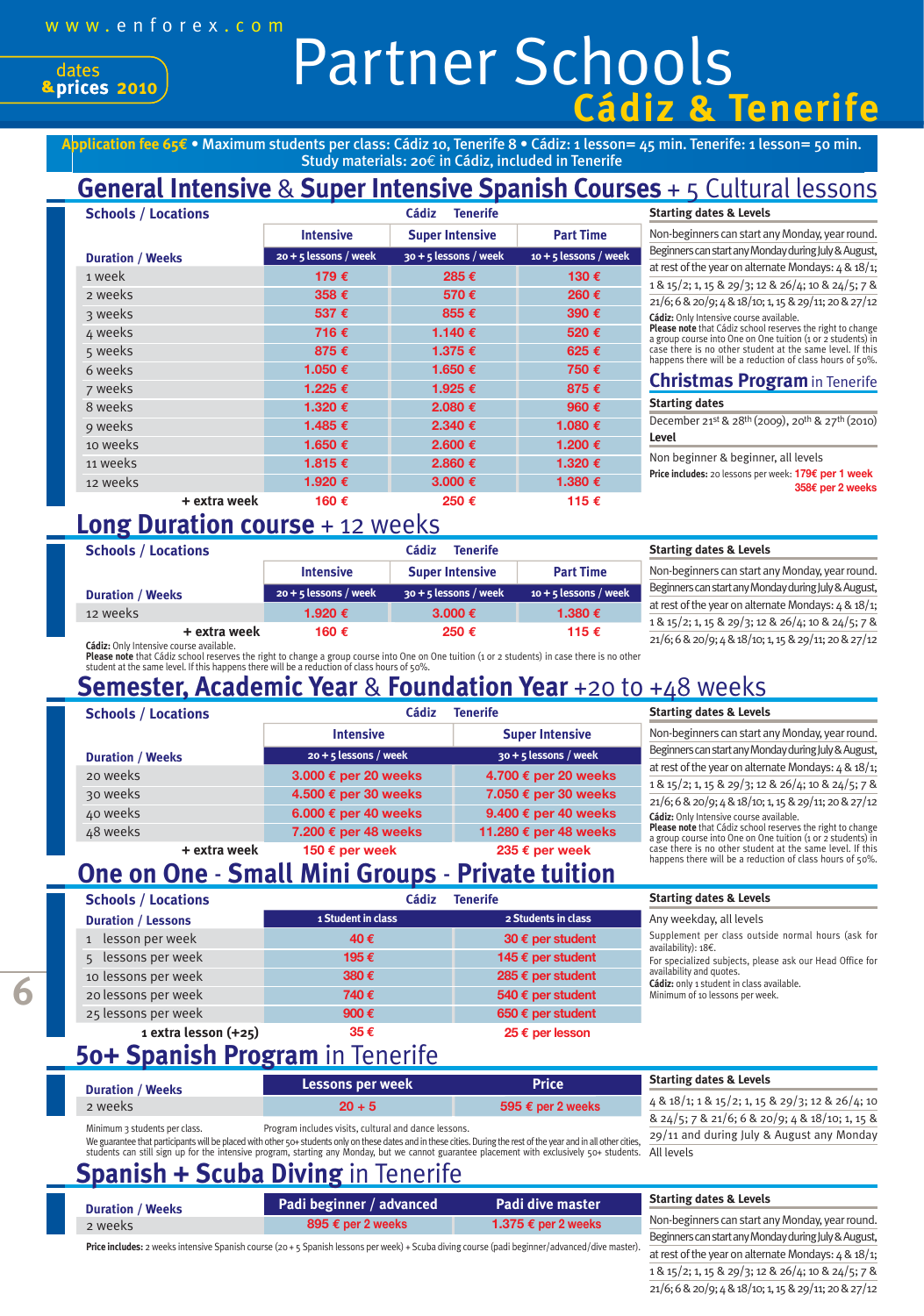www.enforex.com

dates & prices 2010

# Partner Schools

## Cádiz & Tenerife

**Application fee 65€** • Maximum students per class: Cádiz 10, Tenerife 8 • Cádiz: 1 lesson= 45 min. Tenerife: 1 lesson= 50 min. Study materials: 20€ in Cádiz, included in Tenerife

## General Intensive & Super Intensive Spanish Courses + 5 Cultural lessons

**Schools / Locations:** Cádiz, Tenerife

| Duration / Weeks | Intensive | Super Intensive | Part Time |
|---|---|---|---|
| | 20 + 5 lessons / week | 30 + 5 lessons / week | 10 + 5 lessons / week |
| 1 week | 179 € | 285 € | 130 € |
| 2 weeks | 358 € | 570 € | 260 € |
| 3 weeks | 537 € | 855 € | 390 € |
| 4 weeks | 716 € | 1.140 € | 520 € |
| 5 weeks | 875 € | 1.375 € | 625 € |
| 6 weeks | 1.050 € | 1.650 € | 750 € |
| 7 weeks | 1.225 € | 1.925 € | 875 € |
| 8 weeks | 1.320 € | 2.080 € | 960 € |
| 9 weeks | 1.485 € | 2.340 € | 1.080 € |
| 10 weeks | 1.650 € | 2.600 € | 1.200 € |
| 11 weeks | 1.815 € | 2.860 € | 1.320 € |
| 12 weeks | 1.920 € | 3.000 € | 1.380 € |
| + extra week | 160 € | 250 € | 115 € |

**Starting dates & Levels**

Non-beginners can start any Monday, year round. Beginners can start any Monday during July & August, at rest of the year on alternate Mondays: 4 & 18/1; 1 & 15/2; 1, 15 & 29/3; 12 & 26/4; 10 & 24/5; 7 & 21/6; 6 & 20/9; 4 & 18/10; 1, 15 & 29/11; 20 & 27/12

**Cádiz:** Only Intensive course available.
**Please note** that Cádiz school reserves the right to change a group course into One on One tuition (1 or 2 students) in case there is no other student at the same level. If this happens there will be a reduction of class hours of 50%.

## Christmas Program in Tenerife

**Starting dates**

December 21st & 28th (2009), 20th & 27th (2010)

**Level**

Non beginner & beginner, all levels

**Price includes:** 20 lessons per week: **179€ per 1 week**, **358€ per 2 weeks**

## Long Duration course + 12 weeks

**Schools / Locations:** Cádiz, Tenerife

| Duration / Weeks | Intensive | Super Intensive | Part Time |
|---|---|---|---|
| | 20 + 5 lessons / week | 30 + 5 lessons / week | 10 + 5 lessons / week |
| 12 weeks | 1.920 € | 3.000 € | 1.380 € |
| + extra week | 160 € | 250 € | 115 € |

**Cádiz:** Only Intensive course available.
**Please note** that Cádiz school reserves the right to change a group course into One on One tuition (1 or 2 students) in case there is no other student at the same level. If this happens there will be a reduction of class hours of 50%.

**Starting dates & Levels**

Non-beginners can start any Monday, year round. Beginners can start any Monday during July & August, at rest of the year on alternate Mondays: 4 & 18/1; 1 & 15/2; 1, 15 & 29/3; 12 & 26/4; 10 & 24/5; 7 & 21/6; 6 & 20/9; 4 & 18/10; 1, 15 & 29/11; 20 & 27/12

## Semester, Academic Year & Foundation Year +20 to +48 weeks

**Schools / Locations:** Cádiz, Tenerife

| Duration / Weeks | Intensive | Super Intensive |
|---|---|---|
| | 20 + 5 lessons / week | 30 + 5 lessons / week |
| 20 weeks | 3.000 € per 20 weeks | 4.700 € per 20 weeks |
| 30 weeks | 4.500 € per 30 weeks | 7.050 € per 30 weeks |
| 40 weeks | 6.000 € per 40 weeks | 9.400 € per 40 weeks |
| 48 weeks | 7.200 € per 48 weeks | 11.280 € per 48 weeks |
| + extra week | 150 € per week | 235 € per week |

**Starting dates & Levels**

Non-beginners can start any Monday, year round. Beginners can start any Monday during July & August, at rest of the year on alternate Mondays: 4 & 18/1; 1 & 15/2; 1, 15 & 29/3; 12 & 26/4; 10 & 24/5; 7 & 21/6; 6 & 20/9; 4 & 18/10; 1, 15 & 29/11; 20 & 27/12

**Cádiz:** Only Intensive course available.
**Please note** that Cádiz school reserves the right to change a group course into One on One tuition (1 or 2 students) in case there is no other student at the same level. If this happens there will be a reduction of class hours of 50%.

## One on One - Small Mini Groups - Private tuition

**Schools / Locations:** Cádiz, Tenerife

| Duration / Lessons | 1 Student in class | 2 Students in class |
|---|---|---|
| 1 lesson per week | 40 € | 30 € per student |
| 5 lessons per week | 195 € | 145 € per student |
| 10 lessons per week | 380 € | 285 € per student |
| 20 lessons per week | 740 € | 540 € per student |
| 25 lessons per week | 900 € | 650 € per student |
| 1 extra lesson (+25) | 35 € | 25 € per lesson |

**Starting dates & Levels**

Any weekday, all levels

Supplement per class outside normal hours (ask for availability): 18€.
For specialized subjects, please ask our Head Office for availability and quotes.
**Cádiz:** only 1 student in class available.
Minimum of 10 lessons per week.

## 50+ Spanish Program in Tenerife

| Duration / Weeks | Lessons per week | Price |
|---|---|---|
| 2 weeks | 20 + 5 | 595 € per 2 weeks |

Minimum 3 students per class. Program includes visits, cultural and dance lessons.
We guarantee that participants will be placed with other 50+ students only on these dates and in these cities. During the rest of the year and in all other cities, students can still sign up for the intensive program, starting any Monday, but we cannot guarantee placement with exclusively 50+ students.

**Starting dates & Levels**

4 & 18/1; 1 & 15/2; 1, 15 & 29/3; 12 & 26/4; 10 & 24/5; 7 & 21/6; 6 & 20/9; 4 & 18/10; 1, 15 & 29/11 and during July & August any Monday
All levels

## Spanish + Scuba Diving in Tenerife

| Duration / Weeks | Padi beginner / advanced | Padi dive master |
|---|---|---|
| 2 weeks | 895 € per 2 weeks | 1.375 € per 2 weeks |

**Price includes:** 2 weeks intensive Spanish course (20 + 5 Spanish lessons per week) + Scuba diving course (padi beginner/advanced/dive master).

**Starting dates & Levels**

Non-beginners can start any Monday, year round. Beginners can start any Monday during July & August, at rest of the year on alternate Mondays: 4 & 18/1; 1 & 15/2; 1, 15 & 29/3; 12 & 26/4; 10 & 24/5; 7 & 21/6; 6 & 20/9; 4 & 18/10; 1, 15 & 29/11; 20 & 27/12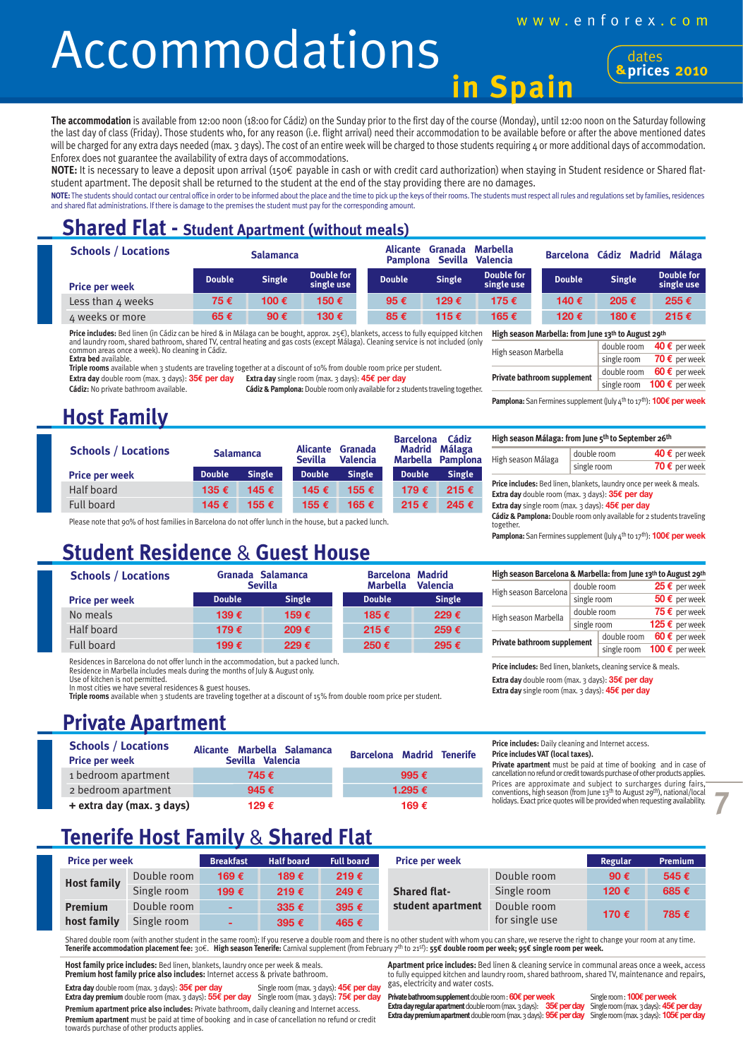# Accommodations in Spain

www.enforex.com

dates & prices 2010

**The accommodation** is available from 12:00 noon (18:00 for Cádiz) on the Sunday prior to the first day of the course (Monday), until 12:00 noon on the Saturday following the last day of class (Friday). Those students who, for any reason (i.e. flight arrival) need their accommodation to be available before or after the above mentioned dates will be charged for any extra days needed (max. 3 days). The cost of an entire week will be charged to those students requiring 4 or more additional days of accommodation. Enforex does not guarantee the availability of extra days of accommodations.

**NOTE:** It is necessary to leave a deposit upon arrival (150€ payable in cash or with credit card authorization) when staying in Student residence or Shared flat-student apartment. The deposit shall be returned to the student at the end of the stay providing there are no damages.

**NOTE:** The students should contact our central office in order to be informed about the place and the time to pick up the keys of their rooms. The students must respect all rules and regulations set by families, residences and shared flat administrations. If there is damage to the premises the student must pay for the corresponding amount.

## Shared Flat - Student Apartment (without meals)

| Schools / Locations | Salamanca | | | Alicante Granada Marbella Pamplona Sevilla Valencia | | | Barcelona Cádiz Madrid Málaga | | |
|---|---|---|---|---|---|---|---|---|---|
| Price per week | Double | Single | Double for single use | Double | Single | Double for single use | Double | Single | Double for single use |
| Less than 4 weeks | 75 € | 100 € | 150 € | 95 € | 129 € | 175 € | 140 € | 205 € | 255 € |
| 4 weeks or more | 65 € | 90 € | 130 € | 85 € | 115 € | 165 € | 120 € | 180 € | 215 € |

**Price includes:** Bed linen (in Cádiz can be hired & in Málaga can be bought, approx. 25€), blankets, access to fully equipped kitchen and laundry room, shared bathroom, shared TV, central heating and gas costs (except Málaga). Cleaning service is not included (only common areas once a week). No cleaning in Cádiz.
**Extra bed** available.
**Triple rooms** available when 3 students are traveling together at a discount of 10% from double room price per student.
**Extra day** double room (max. 3 days): 35€ per day   **Extra day** single room (max. 3 days): 45€ per day
**Cádiz:** No private bathroom available.   **Cádiz & Pamplona:** Double room only available for 2 students traveling together.

**High season Marbella: from June 13th to August 29th**

| | | |
|---|---|---|
| High season Marbella | double room | 40 € per week |
| | single room | 70 € per week |
| Private bathroom supplement | double room | 60 € per week |
| | single room | 100 € per week |

**Pamplona:** San Fermines supplement (July 4th to 17th): 100€ per week

## Host Family

| Schools / Locations | Salamanca | | Alicante Granada Sevilla Valencia | | Barcelona Cádiz Madrid Málaga Marbella Pamplona | |
|---|---|---|---|---|---|---|
| Price per week | Double | Single | Double | Single | Double | Single |
| Half board | 135 € | 145 € | 145 € | 155 € | 179 € | 215 € |
| Full board | 145 € | 155 € | 155 € | 165 € | 215 € | 245 € |

Please note that 90% of host families in Barcelona do not offer lunch in the house, but a packed lunch.

**High season Málaga: from June 5th to September 26th**

| | | |
|---|---|---|
| High season Málaga | double room | 40 € per week |
| | single room | 70 € per week |

**Price includes:** Bed linen, blankets, laundry once per week & meals.
**Extra day** double room (max. 3 days): 35€ per day
**Extra day** single room (max. 3 days): 45€ per day
**Cádiz & Pamplona:** Double room only available for 2 students traveling together.
**Pamplona:** San Fermines supplement (July 4th to 17th): 100€ per week

## Student Residence & Guest House

| Schools / Locations | Granada Salamanca Sevilla | | Barcelona Madrid Marbella Valencia | |
|---|---|---|---|---|
| Price per week | Double | Single | Double | Single |
| No meals | 139 € | 159 € | 185 € | 229 € |
| Half board | 179 € | 209 € | 215 € | 259 € |
| Full board | 199 € | 229 € | 250 € | 295 € |

Residences in Barcelona do not offer lunch in the accommodation, but a packed lunch.
Residence in Marbella includes meals during the months of July & August only.
Use of kitchen is not permitted.
In most cities we have several residences & guest houses.
**Triple rooms** available when 3 students are traveling together at a discount of 15% from double room price per student.

**High season Barcelona & Marbella: from June 13th to August 29th**

| | | |
|---|---|---|
| High season Barcelona | double room | 25 € per week |
| | single room | 50 € per week |
| High season Marbella | double room | 75 € per week |
| | single room | 125 € per week |
| Private bathroom supplement | double room | 60 € per week |
| | single room | 100 € per week |

**Price includes:** Bed linen, blankets, cleaning service & meals.
**Extra day** double room (max. 3 days): 35€ per day
**Extra day** single room (max. 3 days): 45€ per day

## Private Apartment

| Schools / Locations Price per week | Alicante Marbella Salamanca Sevilla Valencia | Barcelona Madrid Tenerife |
|---|---|---|
| 1 bedroom apartment | 745 € | 995 € |
| 2 bedroom apartment | 945 € | 1.295 € |
| **+ extra day (max. 3 days)** | 129 € | 169 € |

**Price includes:** Daily cleaning and Internet access.
**Price includes VAT (local taxes).**
**Private apartment** must be paid at time of booking and in case of cancellation no refund or credit towards purchase of other products applies.
Prices are approximate and subject to surcharges during fairs, conventions, high season (from June 13th to August 29th), national/local holidays. Exact price quotes will be provided when requesting availability.

## Tenerife Host Family & Shared Flat

| Price per week | | Breakfast | Half board | Full board |
|---|---|---|---|---|
| Host family | Double room | 169 € | 189 € | 219 € |
| | Single room | 199 € | 219 € | 249 € |
| Premium host family | Double room | - | 335 € | 395 € |
| | Single room | - | 395 € | 465 € |

| Price per week | | Regular | Premium |
|---|---|---|---|
| Shared flat-student apartment | Double room | 90 € | 545 € |
| | Single room | 120 € | 685 € |
| | Double room for single use | 170 € | 785 € |

Shared double room (with another student in the same room): If you reserve a double room and there is no other student with whom you can share, we reserve the right to change your room at any time.
**Tenerife accommodation placement fee:** 30€. **High season Tenerife:** Carnival supplement (from February 7th to 21st): **55€ double room per week; 95€ single room per week.**

**Host family price includes:** Bed linen, blankets, laundry once per week & meals.
**Premium host family price also includes:** Internet access & private bathroom.

**Extra day** double room (max. 3 days): 35€ per day   Single room (max. 3 days): 45€ per day
**Extra day premium** double room (max. 3 days): 55€ per day   Single room (max. 3 days): 75€ per day

**Premium apartment price also includes:** Private bathroom, daily cleaning and Internet access.
**Premium apartment** must be paid at time of booking and in case of cancellation no refund or credit towards purchase of other products applies.

**Apartment price includes:** Bed linen & cleaning service in communal areas once a week, access to fully equipped kitchen and laundry room, shared bathroom, shared TV, maintenance and repairs, gas, electricity and water costs.

**Private bathroom supplement** double room: 60€ per week   Single room: 100€ per week
**Extra day regular apartment** double room (max. 3 days): 35€ per day   Single room (max. 3 days): 45€ per day
**Extra day premium apartment** double room (max. 3 days): 95€ per day   Single room (max. 3 days): 105€ per day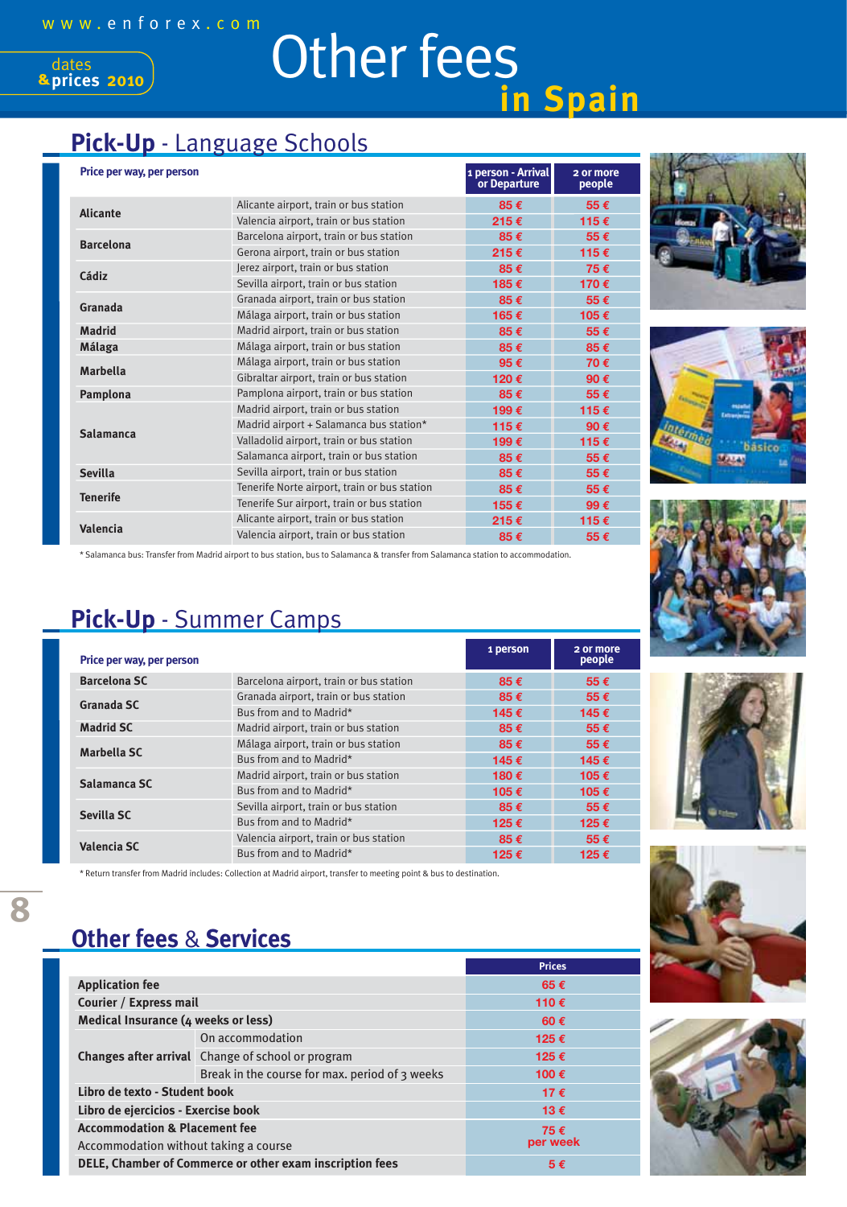# Other fees in Spain

## Pick-Up - Language Schools

| Price per way, per person | | 1 person - Arrival or Departure | 2 or more people |
|---|---|---|---|
| **Alicante** | Alicante airport, train or bus station | 85 € | 55 € |
| | Valencia airport, train or bus station | 215 € | 115 € |
| **Barcelona** | Barcelona airport, train or bus station | 85 € | 55 € |
| | Gerona airport, train or bus station | 215 € | 115 € |
| **Cádiz** | Jerez airport, train or bus station | 85 € | 75 € |
| | Sevilla airport, train or bus station | 185 € | 170 € |
| **Granada** | Granada airport, train or bus station | 85 € | 55 € |
| | Málaga airport, train or bus station | 165 € | 105 € |
| **Madrid** | Madrid airport, train or bus station | 85 € | 55 € |
| **Málaga** | Málaga airport, train or bus station | 85 € | 85 € |
| **Marbella** | Málaga airport, train or bus station | 95 € | 70 € |
| | Gibraltar airport, train or bus station | 120 € | 90 € |
| **Pamplona** | Pamplona airport, train or bus station | 85 € | 55 € |
| **Salamanca** | Madrid airport, train or bus station | 199 € | 115 € |
| | Madrid airport + Salamanca bus station* | 115 € | 90 € |
| | Valladolid airport, train or bus station | 199 € | 115 € |
| | Salamanca airport, train or bus station | 85 € | 55 € |
| **Sevilla** | Sevilla airport, train or bus station | 85 € | 55 € |
| **Tenerife** | Tenerife Norte airport, train or bus station | 85 € | 55 € |
| | Tenerife Sur airport, train or bus station | 155 € | 99 € |
| **Valencia** | Alicante airport, train or bus station | 215 € | 115 € |
| | Valencia airport, train or bus station | 85 € | 55 € |

* Salamanca bus: Transfer from Madrid airport to bus station, bus to Salamanca & transfer from Salamanca station to accommodation.

## Pick-Up - Summer Camps

| Price per way, per person | | 1 person | 2 or more people |
|---|---|---|---|
| **Barcelona SC** | Barcelona airport, train or bus station | 85 € | 55 € |
| **Granada SC** | Granada airport, train or bus station | 85 € | 55 € |
| | Bus from and to Madrid* | 145 € | 145 € |
| **Madrid SC** | Madrid airport, train or bus station | 85 € | 55 € |
| **Marbella SC** | Málaga airport, train or bus station | 85 € | 55 € |
| | Bus from and to Madrid* | 145 € | 145 € |
| **Salamanca SC** | Madrid airport, train or bus station | 180 € | 105 € |
| | Bus from and to Madrid* | 105 € | 105 € |
| **Sevilla SC** | Sevilla airport, train or bus station | 85 € | 55 € |
| | Bus from and to Madrid* | 125 € | 125 € |
| **Valencia SC** | Valencia airport, train or bus station | 85 € | 55 € |
| | Bus from and to Madrid* | 125 € | 125 € |

* Return transfer from Madrid includes: Collection at Madrid airport, transfer to meeting point & bus to destination.

## Other fees & Services

| | | Prices |
|---|---|---|
| **Application fee** | | 65 € |
| **Courier / Express mail** | | 110 € |
| **Medical Insurance (4 weeks or less)** | | 60 € |
| **Changes after arrival** | On accommodation | 125 € |
| | Change of school or program | 125 € |
| | Break in the course for max. period of 3 weeks | 100 € |
| **Libro de texto - Student book** | | 17 € |
| **Libro de ejercicios - Exercise book** | | 13 € |
| **Accommodation & Placement fee** | | 75 € per week |
| Accommodation without taking a course | | |
| **DELE, Chamber of Commerce or other exam inscription fees** | | 5 € |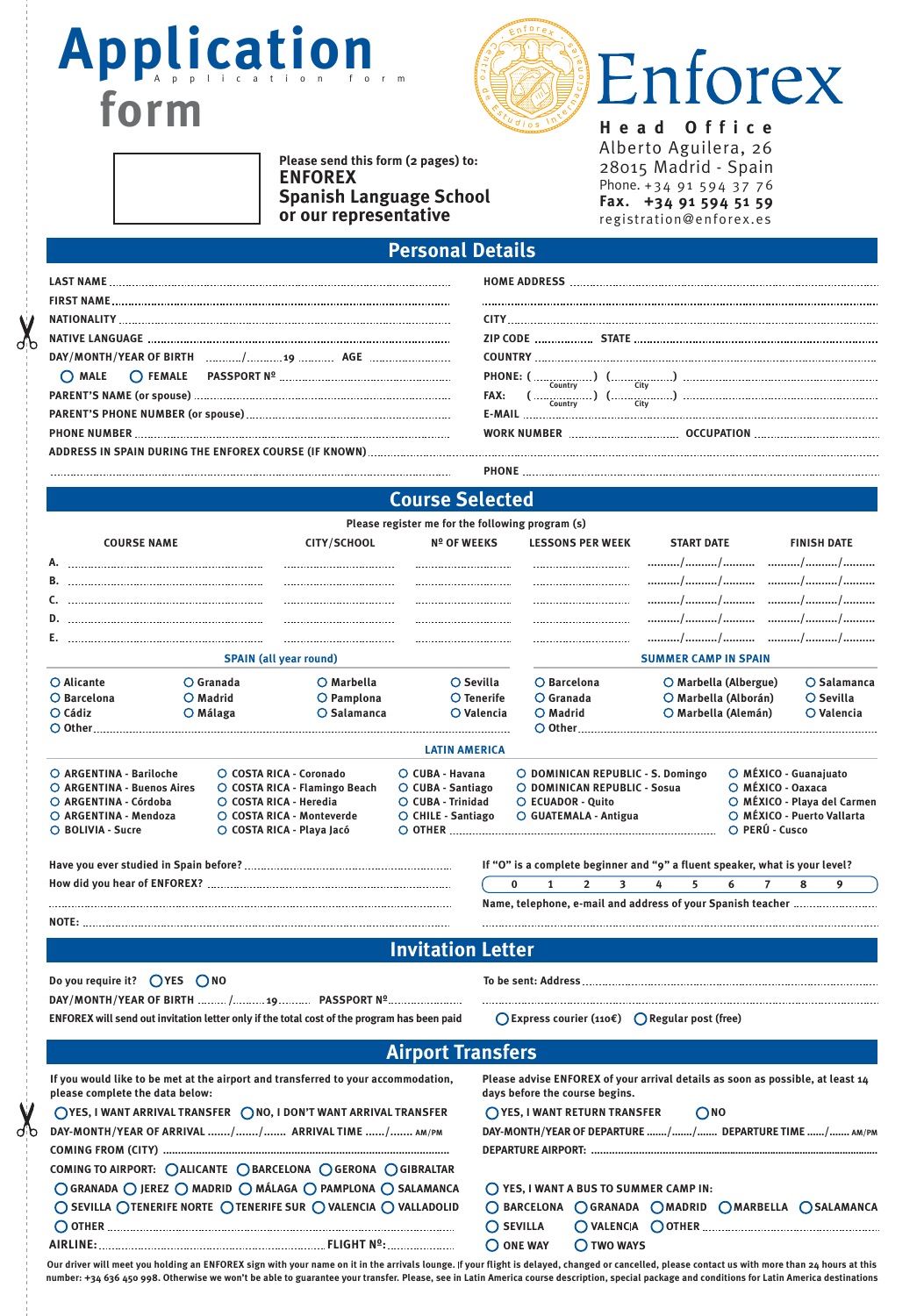# Application form

Application form

Please send this form (2 pages) to:
**ENFOREX**
**Spanish Language School**
**or our representative**

# Enforex

**Head Office**
Alberto Aguilera, 26
28015 Madrid - Spain
Phone. +34 91 594 37 76
**Fax. +34 91 594 51 59**
registration@enforex.es

## Personal Details

LAST NAME ..................................................

FIRST NAME ..................................................

NATIONALITY ..................................................

NATIVE LANGUAGE ..................................................

DAY/MONTH/YEAR OF BIRTH ........../..........19 .......... AGE ..........

○ MALE ○ FEMALE PASSPORT Nº ..................................................

PARENT'S NAME (or spouse) ..................................................

PARENT'S PHONE NUMBER (or spouse) ..................................................

PHONE NUMBER ..................................................

ADDRESS IN SPAIN DURING THE ENFOREX COURSE (IF KNOWN) ..................................................

..................................................

HOME ADDRESS ..................................................

..................................................

CITY ..................................................

ZIP CODE .................. STATE ..................................................

COUNTRY ..................................................

PHONE: (..........Country..........) (..........City..........) ..................................................

FAX: (..........Country..........) (..........City..........) ..................................................

E-MAIL ..................................................

WORK NUMBER .................................. OCCUPATION ..................................

PHONE ..................................................

## Course Selected

Please register me for the following program (s)

| | COURSE NAME | CITY/SCHOOL | Nº OF WEEKS | LESSONS PER WEEK | START DATE | FINISH DATE |
|---|---|---|---|---|---|---|
| A. | | | | | ........../........../.......... | ........../........../.......... |
| B. | | | | | ........../........../.......... | ........../........../.......... |
| C. | | | | | ........../........../.......... | ........../........../.......... |
| D. | | | | | ........../........../.......... | ........../........../.......... |
| E. | | | | | ........../........../.......... | ........../........../.......... |

**SPAIN (all year round)**

○ Alicante ○ Granada ○ Marbella ○ Sevilla
○ Barcelona ○ Madrid ○ Pamplona ○ Tenerife
○ Cádiz ○ Málaga ○ Salamanca ○ Valencia
○ Other..................................................

**SUMMER CAMP IN SPAIN**

○ Barcelona ○ Marbella (Albergue) ○ Salamanca
○ Granada ○ Marbella (Alborán) ○ Sevilla
○ Madrid ○ Marbella (Alemán) ○ Valencia
○ Other..................................................

**LATIN AMERICA**

○ ARGENTINA - Bariloche
○ ARGENTINA - Buenos Aires
○ ARGENTINA - Córdoba
○ ARGENTINA - Mendoza
○ BOLIVIA - Sucre
○ COSTA RICA - Coronado
○ COSTA RICA - Flamingo Beach
○ COSTA RICA - Heredia
○ COSTA RICA - Monteverde
○ COSTA RICA - Playa Jacó
○ CUBA - Havana
○ CUBA - Santiago
○ CUBA - Trinidad
○ CHILE - Santiago
○ OTHER ..................................................
○ DOMINICAN REPUBLIC - S. Domingo
○ DOMINICAN REPUBLIC - Sosua
○ ECUADOR - Quito
○ GUATEMALA - Antigua
○ MÉXICO - Guanajuato
○ MÉXICO - Oaxaca
○ MÉXICO - Playa del Carmen
○ MÉXICO - Puerto Vallarta
○ PERÚ - Cusco

Have you ever studied in Spain before? ..................................................

How did you hear of ENFOREX? ..................................................

..................................................

NOTE: ..................................................

If "O" is a complete beginner and "9" a fluent speaker, what is your level?

0 1 2 3 4 5 6 7 8 9

Name, telephone, e-mail and address of your Spanish teacher ..................................................

..................................................

## Invitation Letter

Do you require it? ○ YES ○ NO

DAY/MONTH/YEAR OF BIRTH ........../..........19.......... PASSPORT Nº..................................................

ENFOREX will send out invitation letter only if the total cost of the program has been paid

To be sent: Address ..................................................

..................................................

○ Express courier (110€) ○ Regular post (free)

## Airport Transfers

If you would like to be met at the airport and transferred to your accommodation, please complete the data below:

○ YES, I WANT ARRIVAL TRANSFER ○ NO, I DON'T WANT ARRIVAL TRANSFER

DAY-MONTH/YEAR OF ARRIVAL ......./......./....... ARRIVAL TIME ....../....... AM/PM

COMING FROM (CITY) ..................................................

COMING TO AIRPORT: ○ ALICANTE ○ BARCELONA ○ GERONA ○ GIBRALTAR
○ GRANADA ○ JEREZ ○ MADRID ○ MÁLAGA ○ PAMPLONA ○ SALAMANCA
○ SEVILLA ○ TENERIFE NORTE ○ TENERIFE SUR ○ VALENCIA ○ VALLADOLID
○ OTHER ..................................................

AIRLINE: .................................................. FLIGHT Nº: ..................

Please advise ENFOREX of your arrival details as soon as possible, at least 14 days before the course begins.

○ YES, I WANT RETURN TRANSFER ○ NO

DAY-MONTH/YEAR OF DEPARTURE ......./......./....... DEPARTURE TIME ....../....... AM/PM

DEPARTURE AIRPORT: ..................................................

○ YES, I WANT A BUS TO SUMMER CAMP IN:
○ BARCELONA ○ GRANADA ○ MADRID ○ MARBELLA ○ SALAMANCA
○ SEVILLA ○ VALENCIA ○ OTHER ..................................................
○ ONE WAY ○ TWO WAYS

Our driver will meet you holding an ENFOREX sign with your name on it in the arrivals lounge. If your flight is delayed, changed or cancelled, please contact us with more than 24 hours at this number: +34 636 450 998. Otherwise we won't be able to guarantee your transfer. Please, see in Latin America course description, special package and conditions for Latin America destinations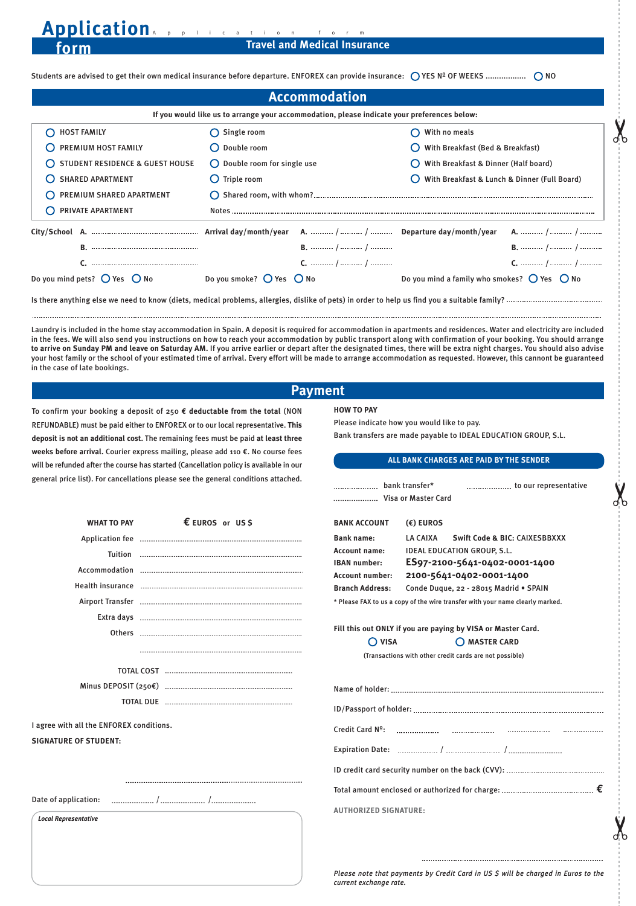# Application form

## Travel and Medical Insurance

Students are advised to get their own medical insurance before departure. ENFOREX can provide insurance: ◯ YES Nº OF WEEKS .................. ◯ NO

## Accommodation

**If you would like us to arrange your accommodation, please indicate your preferences below:**

| | | |
|---|---|---|
| ◯ HOST FAMILY | ◯ Single room | ◯ With no meals |
| ◯ PREMIUM HOST FAMILY | ◯ Double room | ◯ With Breakfast (Bed & Breakfast) |
| ◯ STUDENT RESIDENCE & GUEST HOUSE | ◯ Double room for single use | ◯ With Breakfast & Dinner (Half board) |
| ◯ SHARED APARTMENT | ◯ Triple room | ◯ With Breakfast & Lunch & Dinner (Full Board) |
| ◯ PREMIUM SHARED APARTMENT | ◯ Shared room, with whom?........................ | |
| ◯ PRIVATE APARTMENT | Notes ........................ | |

| City/School | | Arrival day/month/year | Departure day/month/year |
|---|---|---|---|
| A. .................... | | A. ......... / ......... / ......... | A. ......... / ......... / ......... |
| B. .................... | | B. ......... / ......... / ......... | B. ......... / ......... / ......... |
| C. .................... | | C. ......... / ......... / ......... | C. ......... / ......... / ......... |

Do you mind pets? ◯ Yes ◯ No    Do you smoke? ◯ Yes ◯ No    Do you mind a family who smokes? ◯ Yes ◯ No

Is there anything else we need to know (diets, medical problems, allergies, dislike of pets) in order to help us find you a suitable family? ........................................

..........................................................................................................................................

Laundry is included in the home stay accommodation in Spain. A deposit is required for accommodation in apartments and residences. Water and electricity are included in the fees. We will also send you instructions on how to reach your accommodation by public transport along with confirmation of your booking. You should arrange **to arrive on Sunday PM and leave on Saturday AM.** If you arrive earlier or depart after the designated times, there will be extra night charges. You should also advise your host family or the school of your estimated time of arrival. Every effort will be made to arrange accommodation as requested. However, this cannot be guaranteed in the case of late bookings.

## Payment

To confirm your booking a deposit of 250 € **deductable from the total** (NON REFUNDABLE) must be paid either to ENFOREX or to our local representative. **This deposit is not an additional cost.** The remaining fees must be paid **at least three weeks before arrival.** Courier express mailing, please add 110 €. No course fees will be refunded after the course has started (Cancellation policy is available in our general price list). For cancellations please see the general conditions attached.

| WHAT TO PAY | € EUROS or US $ |
|---|---|
| Application fee | ........................ |
| Tuition | ........................ |
| Accommodation | ........................ |
| Health insurance | ........................ |
| Airport Transfer | ........................ |
| Extra days | ........................ |
| Others | ........................ |
| | ........................ |
| TOTAL COST | ........................ |
| Minus DEPOSIT (250€) | ........................ |
| TOTAL DUE | ........................ |

I agree with all the ENFOREX conditions.

**SIGNATURE OF STUDENT:**

........................................................

Date of application: .................. / .................. / ..................

*Local Representative*

**HOW TO PAY**

Please indicate how you would like to pay.

Bank transfers are made payable to IDEAL EDUCATION GROUP, S.L.

**ALL BANK CHARGES ARE PAID BY THE SENDER**

.................. bank transfer*    .................. to our representative

.................. Visa or Master Card

| BANK ACCOUNT | (€) EUROS |
|---|---|
| Bank name: | LA CAIXA  **Swift Code & BIC:** CAIXESBBXXX |
| Account name: | IDEAL EDUCATION GROUP, S.L. |
| IBAN number: | **ES97-2100-5641-0402-0001-1400** |
| Account number: | **2100-5641-0402-0001-1400** |
| Branch Address: | Conde Duque, 22 - 28015 Madrid • SPAIN |

* Please FAX to us a copy of the wire transfer with your name clearly marked.

Fill this out ONLY if you are paying by VISA or Master Card.

◯ VISA    ◯ MASTER CARD

(Transactions with other credit cards are not possible)

Name of holder: ........................................

ID/Passport of holder: ........................................

Credit Card Nº: .................. .................. .................. ..................

Expiration Date: .................. / .................. / ..................

ID credit card security number on the back (CVV): ........................

Total amount enclosed or authorized for charge: ........................ €

**AUTHORIZED SIGNATURE:**

........................................................

*Please note that payments by Credit Card in US $ will be charged in Euros to the current exchange rate.*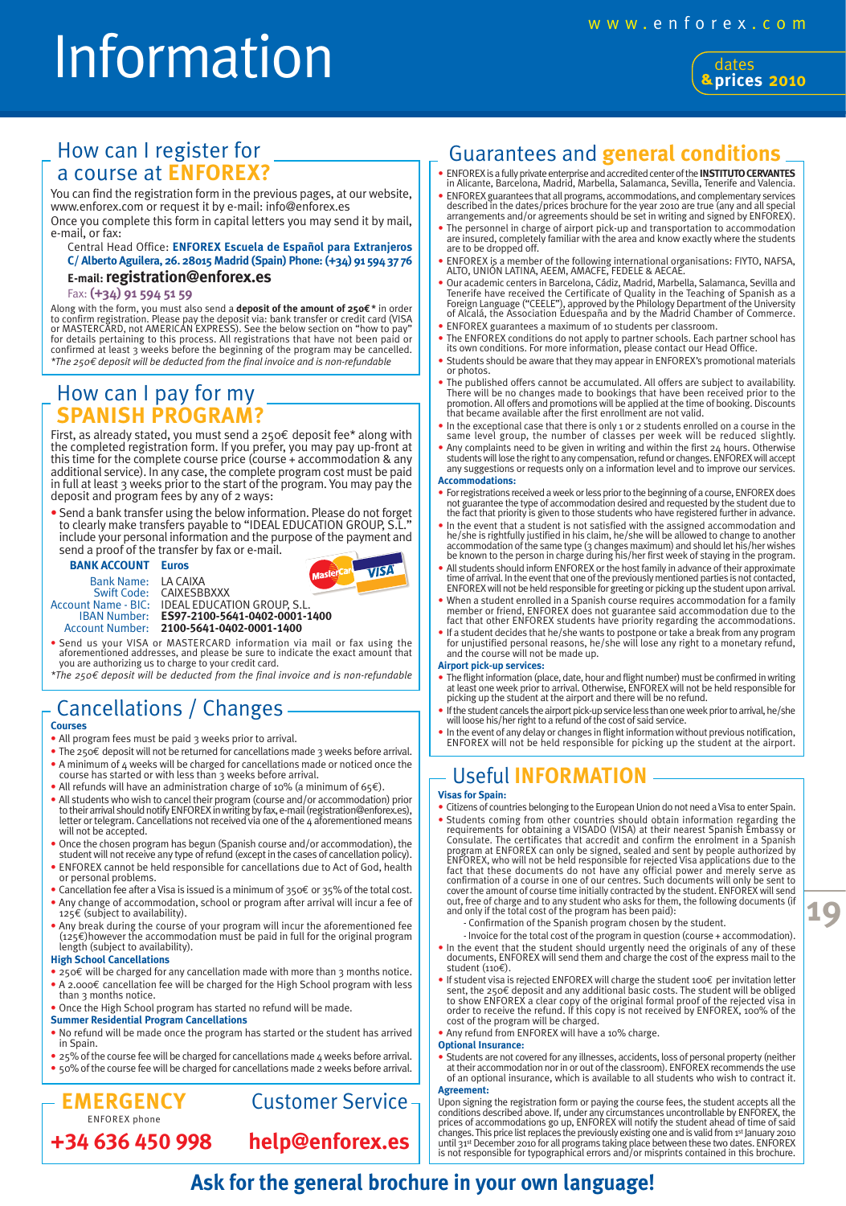# Information

dates & prices 2010

## How can I register for a course at ENFOREX?

You can find the registration form in the previous pages, at our website, www.enforex.com or request it by e-mail: info@enforex.es

Once you complete this form in capital letters you may send it by mail, e-mail, or fax:

Central Head Office: **ENFOREX Escuela de Español para Extranjeros C/ Alberto Aguilera, 26. 28015 Madrid (Spain) Phone: (+34) 91 594 37 76**

**E-mail: registration@enforex.es**

Fax: **(+34) 91 594 51 59**

Along with the form, you must also send a **deposit of the amount of 250€*** in order to confirm registration. Please pay the deposit via: bank transfer or credit card (VISA or MASTERCARD, not AMERICAN EXPRESS). See the below section on "how to pay" for details pertaining to this process. All registrations that have not been paid or confirmed at least 3 weeks before the beginning of the program may be cancelled.

*\*The 250€ deposit will be deducted from the final invoice and is non-refundable*

## How can I pay for my SPANISH PROGRAM?

First, as already stated, you must send a 250€ deposit fee* along with the completed registration form. If you prefer, you may pay up-front at this time for the complete course price (course + accommodation & any additional service). In any case, the complete program cost must be paid in full at least 3 weeks prior to the start of the program. You may pay the deposit and program fees by any of 2 ways:

- Send a bank transfer using the below information. Please do not forget to clearly make transfers payable to "IDEAL EDUCATION GROUP, S.L." include your personal information and the purpose of the payment and send a proof of the transfer by fax or e-mail.

| BANK ACCOUNT | Euros |
|---|---|
| Bank Name: | LA CAIXA |
| Swift Code: | CAIXESBBXXX |
| Account Name - BIC: | IDEAL EDUCATION GROUP, S.L. |
| IBAN Number: | **ES97-2100-5641-0402-0001-1400** |
| Account Number: | **2100-5641-0402-0001-1400** |

- Send us your VISA or MASTERCARD information via mail or fax using the aforementioned addresses, and please be sure to indicate the exact amount that you are authorizing us to charge to your credit card.

*\*The 250€ deposit will be deducted from the final invoice and is non-refundable*

## Cancellations / Changes

**Courses**

- All program fees must be paid 3 weeks prior to arrival.
- The 250€ deposit will not be returned for cancellations made 3 weeks before arrival.
- A minimum of 4 weeks will be charged for cancellations made or noticed once the course has started or with less than 3 weeks before arrival.
- All refunds will have an administration charge of 10% (a minimum of 65€).
- All students who wish to cancel their program (course and/or accommodation) prior to their arrival should notify ENFOREX in writing by fax, e-mail (registration@enforex.es), letter or telegram. Cancellations not received via one of the 4 aforementioned means will not be accepted.
- Once the chosen program has begun (Spanish course and/or accommodation), the student will not receive any type of refund (except in the cases of cancellation policy).
- ENFOREX cannot be held responsible for cancellations due to Act of God, health or personal problems.
- Cancellation fee after a Visa is issued is a minimum of 350€ or 35% of the total cost.
- Any change of accommodation, school or program after arrival will incur a fee of 125€ (subject to availability).
- Any break during the course of your program will incur the aforementioned fee (125€)however the accommodation must be paid in full for the original program length (subject to availability).

**High School Cancellations**

- 250€ will be charged for any cancellation made with more than 3 months notice.
- A 2.000€ cancellation fee will be charged for the High School program with less than 3 months notice.
- Once the High School program has started no refund will be made.

**Summer Residential Program Cancellations**

- No refund will be made once the program has started or the student has arrived in Spain.
- 25% of the course fee will be charged for cancellations made 4 weeks before arrival.
- 50% of the course fee will be charged for cancellations made 2 weeks before arrival.

## EMERGENCY

ENFOREX phone

**+34 636 450 998**

## Customer Service

**help@enforex.es**

## Guarantees and general conditions

- ENFOREX is a fully private enterprise and accredited center of the **INSTITUTO CERVANTES** in Alicante, Barcelona, Madrid, Marbella, Salamanca, Sevilla, Tenerife and Valencia.
- ENFOREX guarantees that all programs, accommodations, and complementary services described in the dates/prices brochure for the year 2010 are true (any and all special arrangements and/or agreements should be set in writing and signed by ENFOREX).
- The personnel in charge of airport pick-up and transportation to accommodation are insured, completely familiar with the area and know exactly where the students are to be dropped off.
- ENFOREX is a member of the following international organisations: FIYTO, NAFSA, ALTO, UNIÓN LATINA, AEEM, AMACFE, FEDELE & AECAE.
- Our academic centers in Barcelona, Cádiz, Madrid, Marbella, Salamanca, Sevilla and Tenerife have received the Certificate of Quality in the Teaching of Spanish as a Foreign Language ("CEELE"), approved by the Philology Department of the University of Alcalá, the Association Eduespaña and by the Madrid Chamber of Commerce.
- ENFOREX guarantees a maximum of 10 students per classroom.
- The ENFOREX conditions do not apply to partner schools. Each partner school has its own conditions. For more information, please contact our Head Office.
- Students should be aware that they may appear in ENFOREX's promotional materials or photos.
- The published offers cannot be accumulated. All offers are subject to availability. There will be no changes made to bookings that have been received prior to the promotion. All offers and promotions will be applied at the time of booking. Discounts that become available after the first enrollment are not valid.
- In the exceptional case that there is only 1 or 2 students enrolled on a course in the same level group, the number of classes per week will be reduced slightly.
- Any complaints need to be given in writing and within the first 24 hours. Otherwise students will lose the right to any compensation, refund or changes. ENFOREX will accept any suggestions or requests only on a information level and to improve our services.

**Accommodations:**

- For registrations received a week or less prior to the beginning of a course, ENFOREX does not guarantee the type of accommodation desired and requested by the student due to the fact that priority is given to those students who have registered further in advance.
- In the event that a student is not satisfied with the assigned accommodation and he/she is rightfully justified in his claim, he/she will be allowed to change to another accommodation of the same type (3 changes maximum) and should let his/her wishes be known to the person in charge during his/her first week of staying in the program.
- All students should inform ENFOREX or the host family in advance of their approximate time of arrival. In the event that one of the previously mentioned parties is not contacted, ENFOREX will not be held responsible for greeting or picking up the student upon arrival.
- When a student enrolled in a Spanish course requires accommodation for a family member or friend, ENFOREX does not guarantee said accommodation due to the fact that other ENFOREX students have priority regarding the accommodations.
- If a student decides that he/she wants to postpone or take a break from any program for unjustified personal reasons, he/she will lose any right to a monetary refund, and the course will not be made up.

**Airport pick-up services:**

- The flight information (place, date, hour and flight number) must be confirmed in writing at least one week prior to arrival. Otherwise, ENFOREX will not be held responsible for picking up the student at the airport and there will be no refund.
- If the student cancels the airport pick-up service less than one week prior to arrival, he/she will loose his/her right to a refund of the cost of said service.
- In the event of any delay or changes in flight information without previous notification, ENFOREX will not be held responsible for picking up the student at the airport.

## Useful INFORMATION

**Visas for Spain:**

- Citizens of countries belonging to the European Union do not need a Visa to enter Spain.
- Students coming from other countries should obtain information regarding the requirements for obtaining a VISADO (VISA) at their nearest Spanish Embassy or Consulate. The certificates that accredit and confirm the enrolment in a Spanish program at ENFOREX can only be signed, sealed and sent by people authorized by ENFOREX, who will not be held responsible for rejected Visa applications due to the fact that these documents do not have any official power and merely serve as confirmation of a course in one of our centres. Such documents will only be sent to cover the amount of course time initially contracted by the student. ENFOREX will send out, free of charge and to any student who asks for them, the following documents (if and only if the total cost of the program has been paid):
  - Confirmation of the Spanish program chosen by the student.
  - Invoice for the total cost of the program in question (course + accommodation).
- In the event that the student should urgently need the originals of any of these documents, ENFOREX will send them and charge the cost of the express mail to the student (110€).
- If student visa is rejected ENFOREX will charge the student 100€ per invitation letter sent, the 250€ deposit and any additional basic costs. The student will be obliged to show ENFOREX a clear copy of the original formal proof of the rejected visa in order to receive the refund. If this copy is not received by ENFOREX, 100% of the cost of the program will be charged.
- Any refund from ENFOREX will have a 10% charge.

**Optional Insurance:**

- Students are not covered for any illnesses, accidents, loss of personal property (neither at their accommodation nor in or out of the classroom). ENFOREX recommends the use of an optional insurance, which is available to all students who wish to contract it.

**Agreement:**

Upon signing the registration form or paying the course fees, the student accepts all the conditions described above. If, under any circumstances uncontrollable by ENFOREX, the prices of accommodations go up, ENFOREX will notify the student ahead of time of said changes. This price list replaces the previously existing one and is valid from 1st January 2010 until 31st December 2010 for all programs taking place between these two dates. ENFOREX is not responsible for typographical errors and/or misprints contained in this brochure.

**Ask for the general brochure in your own language!**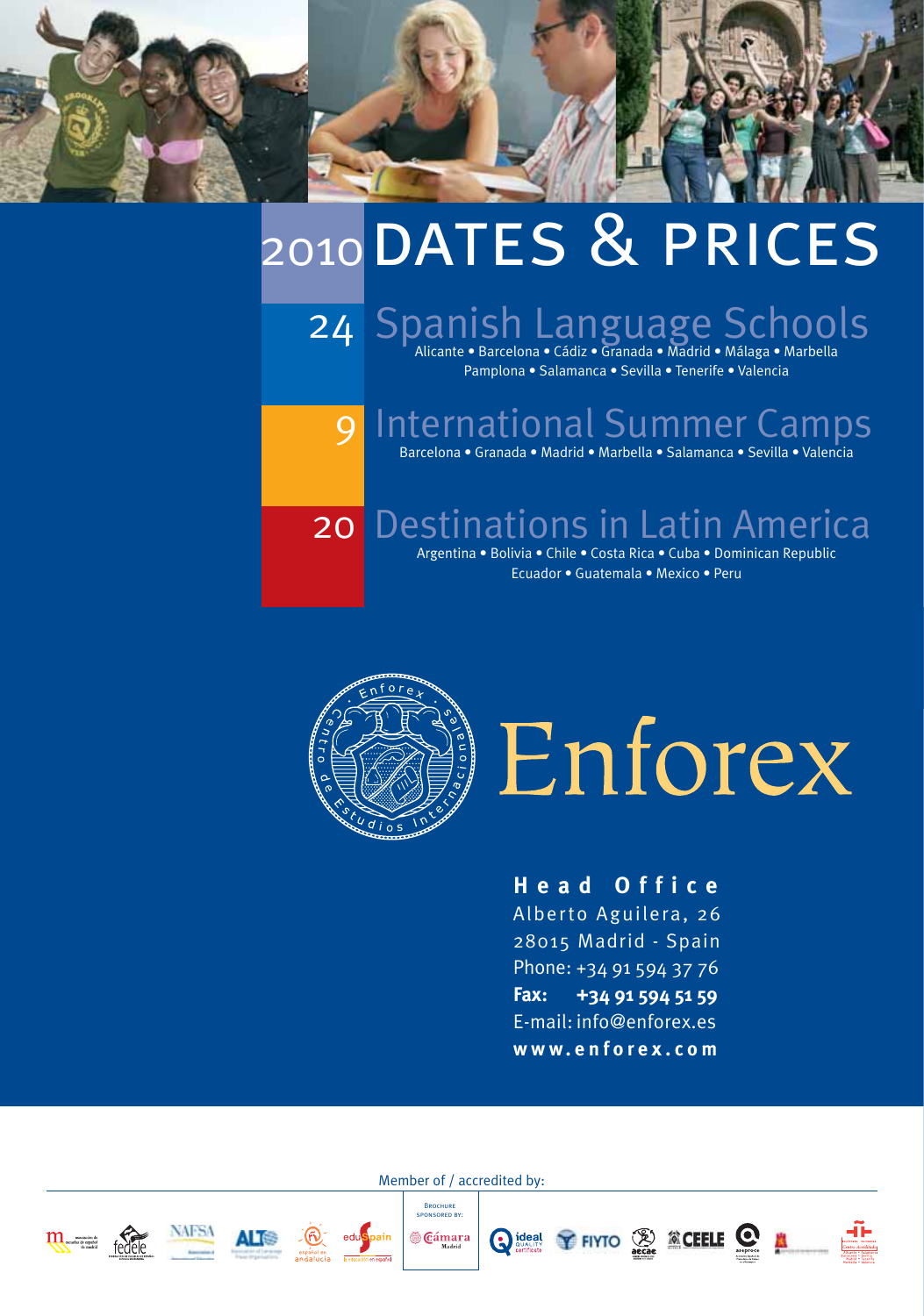# 2010 DATES & PRICES

## 24 Spanish Language Schools

Alicante • Barcelona • Cádiz • Granada • Madrid • Málaga • Marbella
Pamplona • Salamanca • Sevilla • Tenerife • Valencia

## 9 International Summer Camps

Barcelona • Granada • Madrid • Marbella • Salamanca • Sevilla • Valencia

## 20 Destinations in Latin America

Argentina • Bolivia • Chile • Costa Rica • Cuba • Dominican Republic
Ecuador • Guatemala • Mexico • Peru

Enforex Centro de Estudios Internacionales

# Enforex

**Head Office**
Alberto Aguilera, 26
28015 Madrid - Spain
Phone: +34 91 594 37 76
**Fax: +34 91 594 51 59**
E-mail: info@enforex.es
**www.enforex.com**

Member of / accredited by:

Brochure sponsored by: Cámara Madrid